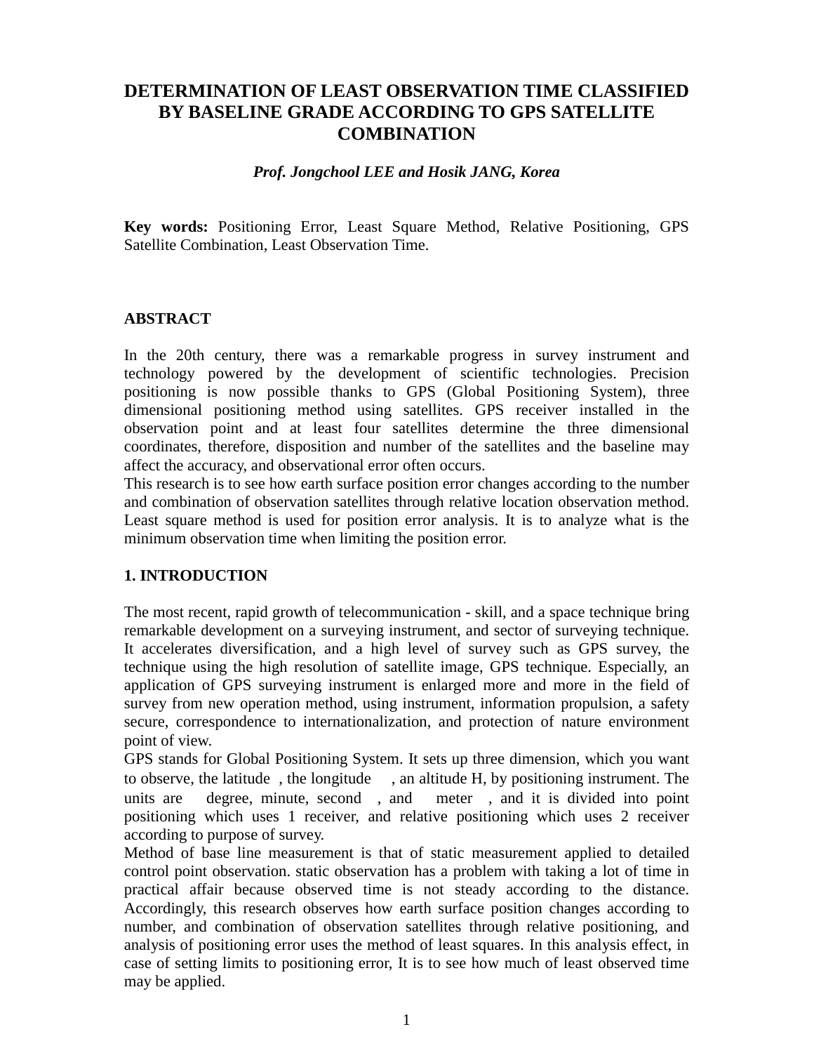# DETERMINATION OF LEAST OBSERVATION TIME CLASSIFIED BY BASELINE GRADE ACCORDING TO GPS SATELLITE COMBINATION

***Prof. Jongchool LEE and Hosik JANG, Korea***

**Key words:** Positioning Error, Least Square Method, Relative Positioning, GPS Satellite Combination, Least Observation Time.

## ABSTRACT

In the 20th century, there was a remarkable progress in survey instrument and technology powered by the development of scientific technologies. Precision positioning is now possible thanks to GPS (Global Positioning System), three dimensional positioning method using satellites. GPS receiver installed in the observation point and at least four satellites determine the three dimensional coordinates, therefore, disposition and number of the satellites and the baseline may affect the accuracy, and observational error often occurs.

This research is to see how earth surface position error changes according to the number and combination of observation satellites through relative location observation method. Least square method is used for position error analysis. It is to analyze what is the minimum observation time when limiting the position error.

## 1. INTRODUCTION

The most recent, rapid growth of telecommunication - skill, and a space technique bring remarkable development on a surveying instrument, and sector of surveying technique. It accelerates diversification, and a high level of survey such as GPS survey, the technique using the high resolution of satellite image, GPS technique. Especially, an application of GPS surveying instrument is enlarged more and more in the field of survey from new operation method, using instrument, information propulsion, a safety secure, correspondence to internationalization, and protection of nature environment point of view.

GPS stands for Global Positioning System. It sets up three dimension, which you want to observe, the latitude , the longitude , an altitude H, by positioning instrument. The units are degree, minute, second , and meter , and it is divided into point positioning which uses 1 receiver, and relative positioning which uses 2 receiver according to purpose of survey.

Method of base line measurement is that of static measurement applied to detailed control point observation. static observation has a problem with taking a lot of time in practical affair because observed time is not steady according to the distance. Accordingly, this research observes how earth surface position changes according to number, and combination of observation satellites through relative positioning, and analysis of positioning error uses the method of least squares. In this analysis effect, in case of setting limits to positioning error, It is to see how much of least observed time may be applied.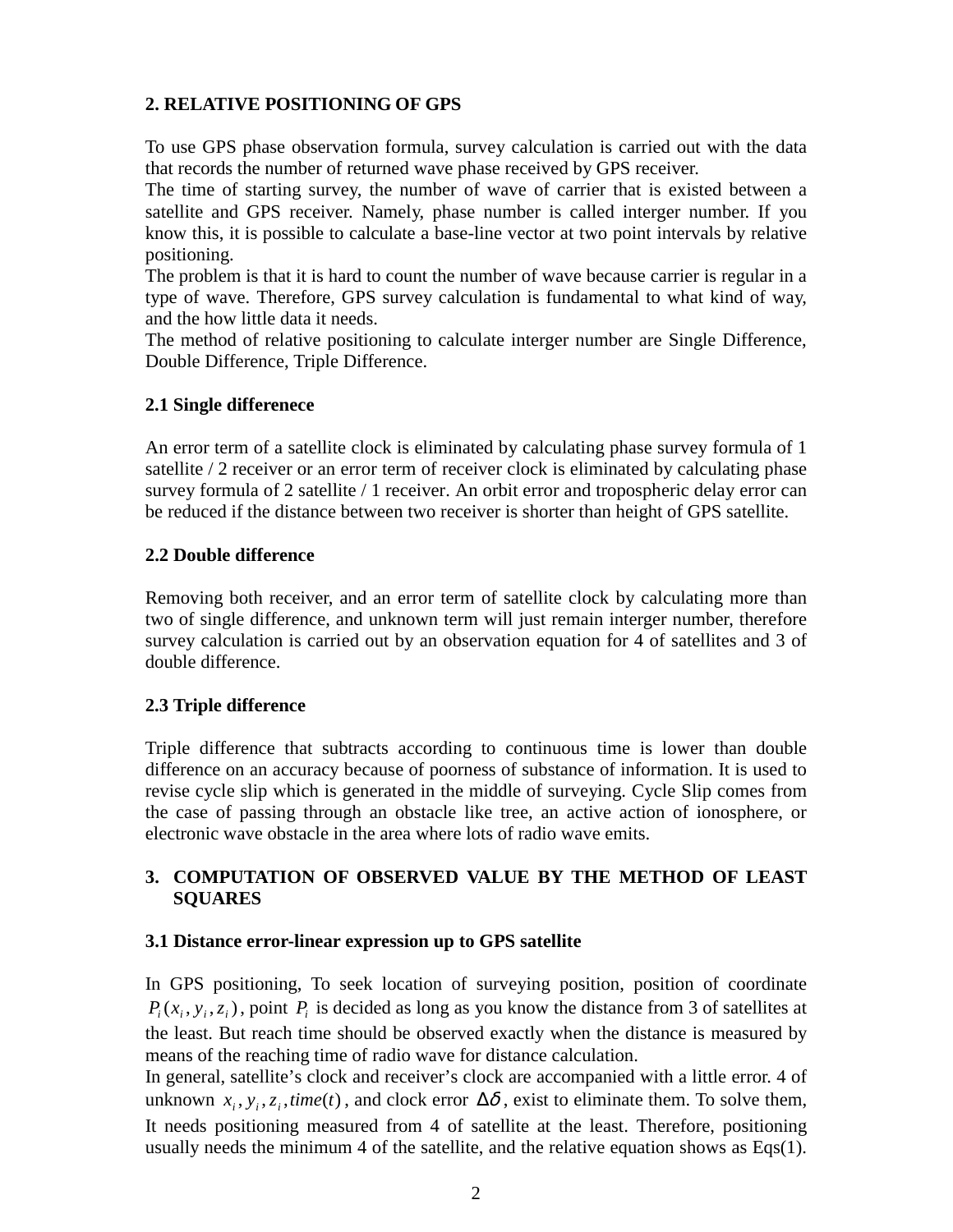## 2. RELATIVE POSITIONING OF GPS

To use GPS phase observation formula, survey calculation is carried out with the data that records the number of returned wave phase received by GPS receiver.
The time of starting survey, the number of wave of carrier that is existed between a satellite and GPS receiver. Namely, phase number is called interger number. If you know this, it is possible to calculate a base-line vector at two point intervals by relative positioning.
The problem is that it is hard to count the number of wave because carrier is regular in a type of wave. Therefore, GPS survey calculation is fundamental to what kind of way, and the how little data it needs.
The method of relative positioning to calculate interger number are Single Difference, Double Difference, Triple Difference.

### 2.1 Single differenece

An error term of a satellite clock is eliminated by calculating phase survey formula of 1 satellite / 2 receiver or an error term of receiver clock is eliminated by calculating phase survey formula of 2 satellite / 1 receiver. An orbit error and tropospheric delay error can be reduced if the distance between two receiver is shorter than height of GPS satellite.

### 2.2 Double difference

Removing both receiver, and an error term of satellite clock by calculating more than two of single difference, and unknown term will just remain interger number, therefore survey calculation is carried out by an observation equation for 4 of satellites and 3 of double difference.

### 2.3 Triple difference

Triple difference that subtracts according to continuous time is lower than double difference on an accuracy because of poorness of substance of information. It is used to revise cycle slip which is generated in the middle of surveying. Cycle Slip comes from the case of passing through an obstacle like tree, an active action of ionosphere, or electronic wave obstacle in the area where lots of radio wave emits.

## 3. COMPUTATION OF OBSERVED VALUE BY THE METHOD OF LEAST SQUARES

### 3.1 Distance error-linear expression up to GPS satellite

In GPS positioning, To seek location of surveying position, position of coordinate $P_i(x_i, y_i, z_i)$, point $P_i$ is decided as long as you know the distance from 3 of satellites at the least. But reach time should be observed exactly when the distance is measured by means of the reaching time of radio wave for distance calculation.
In general, satellite's clock and receiver's clock are accompanied with a little error. 4 of unknown $x_i, y_i, z_i, time(t)$, and clock error $\Delta\delta$, exist to eliminate them. To solve them, It needs positioning measured from 4 of satellite at the least. Therefore, positioning usually needs the minimum 4 of the satellite, and the relative equation shows as Eqs(1).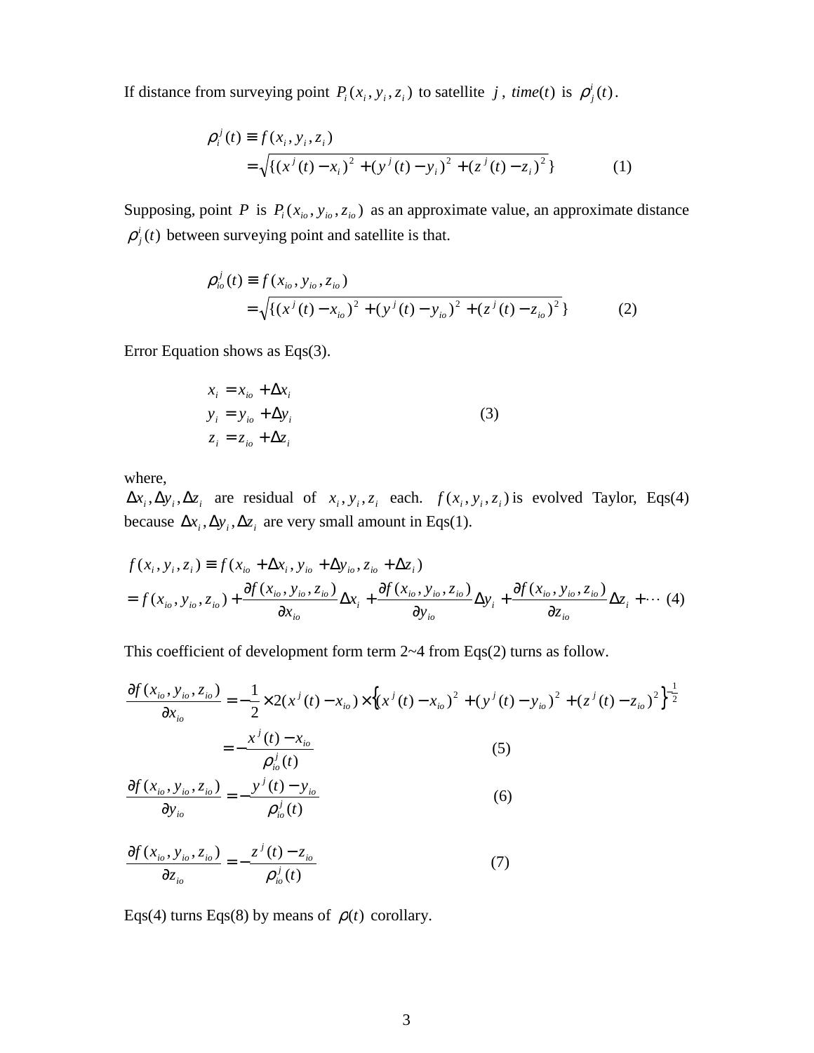If distance from surveying point $P_i(x_i, y_i, z_i)$ to satellite $j$, $time(t)$ is $\rho_j^i(t)$.

$$\begin{aligned}\rho_i^j(t) &\equiv f(x_i, y_i, z_i) \\ &= \sqrt{\{(x^j(t) - x_i)^2 + (y^j(t) - y_i)^2 + (z^j(t) - z_i)^2\}} \end{aligned} \tag{1}$$

Supposing, point $P$ is $P_i(x_{io}, y_{io}, z_{io})$ as an approximate value, an approximate distance $\rho_j^i(t)$ between surveying point and satellite is that.

$$\begin{aligned}\rho_{io}^j(t) &\equiv f(x_{io}, y_{io}, z_{io}) \\ &= \sqrt{\{(x^j(t) - x_{io})^2 + (y^j(t) - y_{io})^2 + (z^j(t) - z_{io})^2\}} \end{aligned} \tag{2}$$

Error Equation shows as Eqs(3).

$$\begin{aligned} x_i &= x_{io} + \Delta x_i \\ y_i &= y_{io} + \Delta y_i \\ z_i &= z_{io} + \Delta z_i \end{aligned} \tag{3}$$

where,
$\Delta x_i, \Delta y_i, \Delta z_i$ are residual of $x_i, y_i, z_i$ each. $f(x_i, y_i, z_i)$ is evolved Taylor, Eqs(4) because $\Delta x_i, \Delta y_i, \Delta z_i$ are very small amount in Eqs(1).

$$\begin{aligned} f(x_i, y_i, z_i) &\equiv f(x_{io} + \Delta x_i, y_{io} + \Delta y_{io}, z_{io} + \Delta z_i) \\ &= f(x_{io}, y_{io}, z_{io}) + \frac{\partial f(x_{io}, y_{io}, z_{io})}{\partial x_{io}} \Delta x_i + \frac{\partial f(x_{io}, y_{io}, z_{io})}{\partial y_{io}} \Delta y_i + \frac{\partial f(x_{io}, y_{io}, z_{io})}{\partial z_{io}} \Delta z_i + \cdots \end{aligned} \tag{4}$$

This coefficient of development form term 2~4 from Eqs(2) turns as follow.

$$\begin{aligned} \frac{\partial f(x_{io}, y_{io}, z_{io})}{\partial x_{io}} &= -\frac{1}{2} \times 2(x^j(t) - x_{io}) \times \left\{(x^j(t) - x_{io})^2 + (y^j(t) - y_{io})^2 + (z^j(t) - z_{io})^2\right\}^{-\frac{1}{2}} \\ &= -\frac{x^j(t) - x_{io}}{\rho_{io}^j(t)} \end{aligned} \tag{5}$$

$$\frac{\partial f(x_{io}, y_{io}, z_{io})}{\partial y_{io}} = -\frac{y^j(t) - y_{io}}{\rho_{io}^j(t)} \tag{6}$$

$$\frac{\partial f(x_{io}, y_{io}, z_{io})}{\partial z_{io}} = -\frac{z^j(t) - z_{io}}{\rho_{io}^j(t)} \tag{7}$$

Eqs(4) turns Eqs(8) by means of $\rho(t)$ corollary.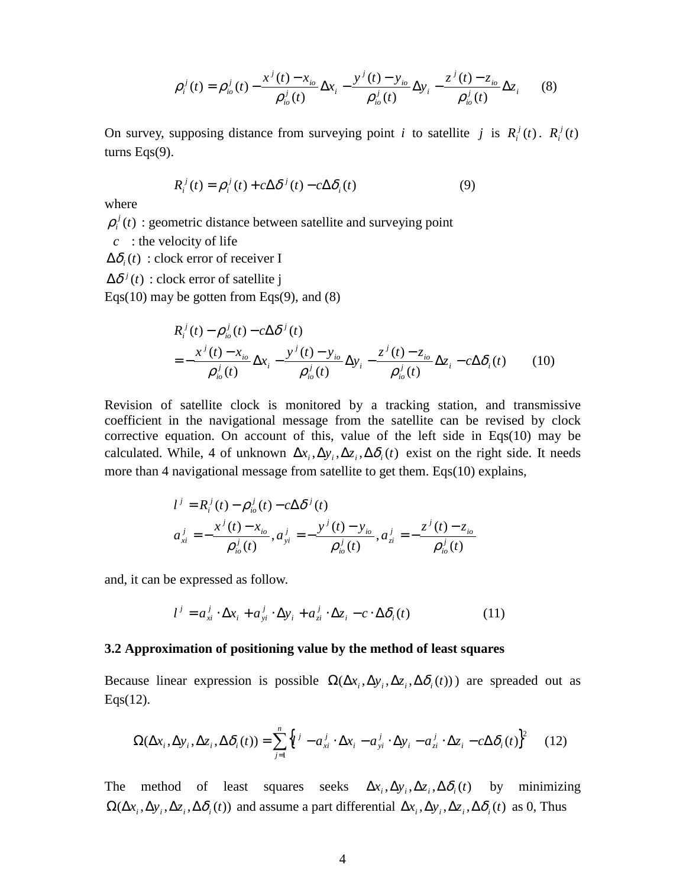$$\rho_i^j(t) = \rho_{io}^j(t) - \frac{x^j(t) - x_{io}}{\rho_{io}^j(t)}\Delta x_i - \frac{y^j(t) - y_{io}}{\rho_{io}^j(t)}\Delta y_i - \frac{z^j(t) - z_{io}}{\rho_{io}^j(t)}\Delta z_i \qquad (8)$$

On survey, supposing distance from surveying point $i$ to satellite $j$ is $R_i^j(t)$. $R_i^j(t)$ turns Eqs(9).

$$R_i^j(t) = \rho_i^j(t) + c\Delta\delta^j(t) - c\Delta\delta_i(t) \qquad (9)$$

where

$\rho_i^j(t)$ : geometric distance between satellite and surveying point

$c$ : the velocity of life

$\Delta\delta_i(t)$ : clock error of receiver I

$\Delta\delta^j(t)$ : clock error of satellite j

Eqs(10) may be gotten from Eqs(9), and (8)

$$\begin{aligned} &R_i^j(t) - \rho_{io}^j(t) - c\Delta\delta^j(t) \\ &= -\frac{x^j(t) - x_{io}}{\rho_{io}^j(t)}\Delta x_i - \frac{y^j(t) - y_{io}}{\rho_{io}^j(t)}\Delta y_i - \frac{z^j(t) - z_{io}}{\rho_{io}^j(t)}\Delta z_i - c\Delta\delta_i(t) \end{aligned} \qquad (10)$$

Revision of satellite clock is monitored by a tracking station, and transmissive coefficient in the navigational message from the satellite can be revised by clock corrective equation. On account of this, value of the left side in Eqs(10) may be calculated. While, 4 of unknown $\Delta x_i, \Delta y_i, \Delta z_i, \Delta\delta_i(t)$ exist on the right side. It needs more than 4 navigational message from satellite to get them. Eqs(10) explains,

$$\begin{aligned} &l^j = R_i^j(t) - \rho_{io}^j(t) - c\Delta\delta^j(t) \\ &a_{xi}^j = -\frac{x^j(t) - x_{io}}{\rho_{io}^j(t)}, a_{yi}^j = -\frac{y^j(t) - y_{io}}{\rho_{io}^j(t)}, a_{zi}^j = -\frac{z^j(t) - z_{io}}{\rho_{io}^j(t)} \end{aligned}$$

and, it can be expressed as follow.

$$l^j = a_{xi}^j \cdot \Delta x_i + a_{yi}^j \cdot \Delta y_i + a_{zi}^j \cdot \Delta z_i - c \cdot \Delta\delta_i(t) \qquad (11)$$

### 3.2 Approximation of positioning value by the method of least squares

Because linear expression is possible $\Omega(\Delta x_i, \Delta y_i, \Delta z_i, \Delta\delta_i(t))$) are spreaded out as Eqs(12).

$$\Omega(\Delta x_i, \Delta y_i, \Delta z_i, \Delta\delta_i(t)) = \sum_{j=1}^{n}\left\{l^j - a_{xi}^j \cdot \Delta x_i - a_{yi}^j \cdot \Delta y_i - a_{zi}^j \cdot \Delta z_i - c\Delta\delta_i(t)\right\}^2 \qquad (12)$$

The method of least squares seeks $\Delta x_i, \Delta y_i, \Delta z_i, \Delta\delta_i(t)$ by minimizing $\Omega(\Delta x_i, \Delta y_i, \Delta z_i, \Delta\delta_i(t))$ and assume a part differential $\Delta x_i, \Delta y_i, \Delta z_i, \Delta\delta_i(t)$ as 0, Thus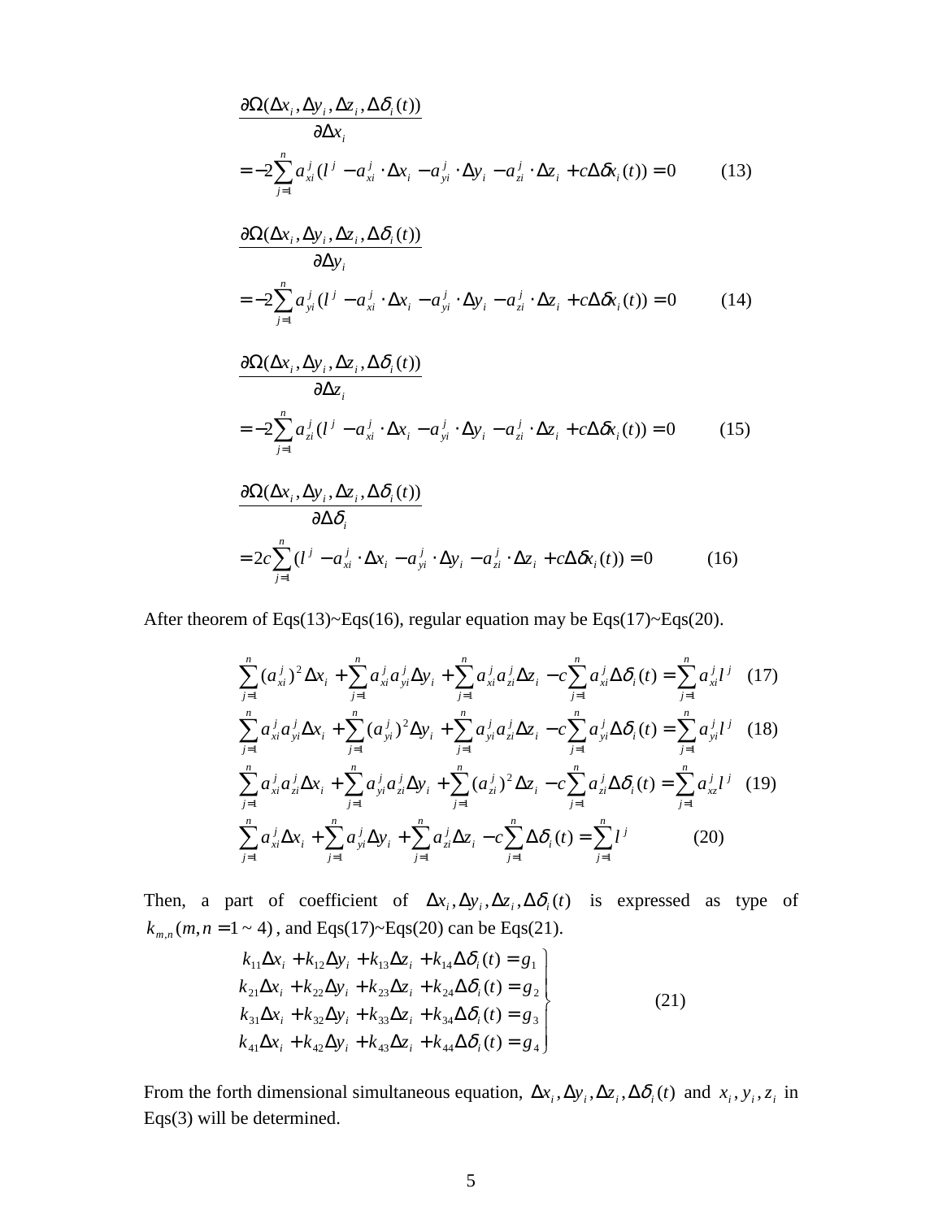$$\frac{\partial\Omega(\Delta x_i,\Delta y_i,\Delta z_i,\Delta\delta_i(t))}{\partial\Delta x_i}$$
$$=-2\sum_{j=1}^{n}a_{xi}^{j}(l^{j}-a_{xi}^{j}\cdot\Delta x_i-a_{yi}^{j}\cdot\Delta y_i-a_{zi}^{j}\cdot\Delta z_i+c\Delta\delta x_i(t))=0 \qquad (13)$$

$$\frac{\partial\Omega(\Delta x_i,\Delta y_i,\Delta z_i,\Delta\delta_i(t))}{\partial\Delta y_i}$$
$$=-2\sum_{j=1}^{n}a_{yi}^{j}(l^{j}-a_{xi}^{j}\cdot\Delta x_i-a_{yi}^{j}\cdot\Delta y_i-a_{zi}^{j}\cdot\Delta z_i+c\Delta\delta x_i(t))=0 \qquad (14)$$

$$\frac{\partial\Omega(\Delta x_i,\Delta y_i,\Delta z_i,\Delta\delta_i(t))}{\partial\Delta z_i}$$
$$=-2\sum_{j=1}^{n}a_{zi}^{j}(l^{j}-a_{xi}^{j}\cdot\Delta x_i-a_{yi}^{j}\cdot\Delta y_i-a_{zi}^{j}\cdot\Delta z_i+c\Delta\delta x_i(t))=0 \qquad (15)$$

$$\frac{\partial\Omega(\Delta x_i,\Delta y_i,\Delta z_i,\Delta\delta_i(t))}{\partial\Delta\delta_i}$$
$$=2c\sum_{j=1}^{n}(l^{j}-a_{xi}^{j}\cdot\Delta x_i-a_{yi}^{j}\cdot\Delta y_i-a_{zi}^{j}\cdot\Delta z_i+c\Delta\delta x_i(t))=0 \qquad (16)$$

After theorem of Eqs(13)~Eqs(16), regular equation may be Eqs(17)~Eqs(20).

$$\sum_{j=1}^{n}(a_{xi}^{j})^2\Delta x_i+\sum_{j=1}^{n}a_{xi}^{j}a_{yi}^{j}\Delta y_i+\sum_{j=1}^{n}a_{xi}^{j}a_{zi}^{j}\Delta z_i-c\sum_{j=1}^{n}a_{xi}^{j}\Delta\delta_i(t)=\sum_{j=1}^{n}a_{xi}^{j}l^{j} \quad (17)$$
$$\sum_{j=1}^{n}a_{xi}^{j}a_{yi}^{j}\Delta x_i+\sum_{j=1}^{n}(a_{yi}^{j})^2\Delta y_i+\sum_{j=1}^{n}a_{yi}^{j}a_{zi}^{j}\Delta z_i-c\sum_{j=1}^{n}a_{yi}^{j}\Delta\delta_i(t)=\sum_{j=1}^{n}a_{yi}^{j}l^{j} \quad (18)$$
$$\sum_{j=1}^{n}a_{xi}^{j}a_{zi}^{j}\Delta x_i+\sum_{j=1}^{n}a_{yi}^{j}a_{zi}^{j}\Delta y_i+\sum_{j=1}^{n}(a_{zi}^{j})^2\Delta z_i-c\sum_{j=1}^{n}a_{zi}^{j}\Delta\delta_i(t)=\sum_{j=1}^{n}a_{xz}^{j}l^{j} \quad (19)$$
$$\sum_{j=1}^{n}a_{xi}^{j}\Delta x_i+\sum_{j=1}^{n}a_{yi}^{j}\Delta y_i+\sum_{j=1}^{n}a_{zi}^{j}\Delta z_i-c\sum_{j=1}^{n}\Delta\delta_i(t)=\sum_{j=1}^{n}l^{j} \qquad (20)$$

Then, a part of coefficient of $\Delta x_i,\Delta y_i,\Delta z_i,\Delta\delta_i(t)$ is expressed as type of $k_{m,n}(m,n=1\sim 4)$, and Eqs(17)~Eqs(20) can be Eqs(21).

$$\left.\begin{aligned}
k_{11}\Delta x_i+k_{12}\Delta y_i+k_{13}\Delta z_i+k_{14}\Delta\delta_i(t)=g_1\\
k_{21}\Delta x_i+k_{22}\Delta y_i+k_{23}\Delta z_i+k_{24}\Delta\delta_i(t)=g_2\\
k_{31}\Delta x_i+k_{32}\Delta y_i+k_{33}\Delta z_i+k_{34}\Delta\delta_i(t)=g_3\\
k_{41}\Delta x_i+k_{42}\Delta y_i+k_{43}\Delta z_i+k_{44}\Delta\delta_i(t)=g_4
\end{aligned}\right\} \qquad (21)$$

From the forth dimensional simultaneous equation, $\Delta x_i,\Delta y_i,\Delta z_i,\Delta\delta_i(t)$ and $x_i,y_i,z_i$ in Eqs(3) will be determined.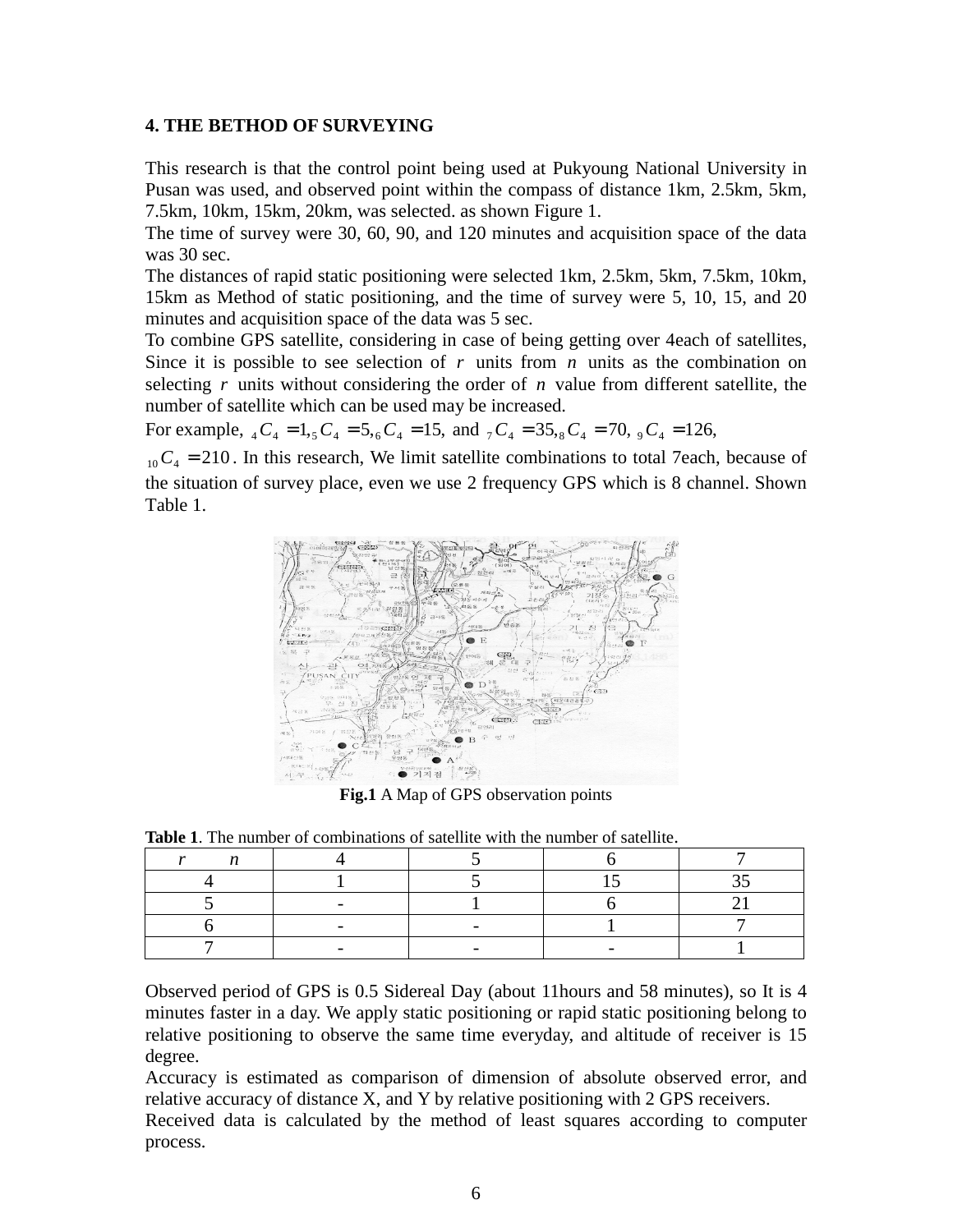## 4. THE BETHOD OF SURVEYING

This research is that the control point being used at Pukyoung National University in Pusan was used, and observed point within the compass of distance 1km, 2.5km, 5km, 7.5km, 10km, 15km, 20km, was selected. as shown Figure 1.

The time of survey were 30, 60, 90, and 120 minutes and acquisition space of the data was 30 sec.

The distances of rapid static positioning were selected 1km, 2.5km, 5km, 7.5km, 10km, 15km as Method of static positioning, and the time of survey were 5, 10, 15, and 20 minutes and acquisition space of the data was 5 sec.

To combine GPS satellite, considering in case of being getting over 4each of satellites, Since it is possible to see selection of $r$ units from $n$ units as the combination on selecting $r$ units without considering the order of $n$ value from different satellite, the number of satellite which can be used may be increased.

For example, ${}_4C_4 = 1, {}_5C_4 = 5, {}_6C_4 = 15$, and ${}_7C_4 = 35, {}_8C_4 = 70$, ${}_9C_4 = 126$, ${}_{10}C_4 = 210$. In this research, We limit satellite combinations to total 7each, because of the situation of survey place, even we use 2 frequency GPS which is 8 channel. Shown Table 1.

**Fig.1** A Map of GPS observation points

**Table 1**. The number of combinations of satellite with the number of satellite.

| r　　n | 4 | 5 | 6 | 7 |
|---|---|---|---|---|
| 4 | 1 | 5 | 15 | 35 |
| 5 | - | 1 | 6 | 21 |
| 6 | - | - | 1 | 7 |
| 7 | - | - | - | 1 |

Observed period of GPS is 0.5 Sidereal Day (about 11hours and 58 minutes), so It is 4 minutes faster in a day. We apply static positioning or rapid static positioning belong to relative positioning to observe the same time everyday, and altitude of receiver is 15 degree.

Accuracy is estimated as comparison of dimension of absolute observed error, and relative accuracy of distance X, and Y by relative positioning with 2 GPS receivers.

Received data is calculated by the method of least squares according to computer process.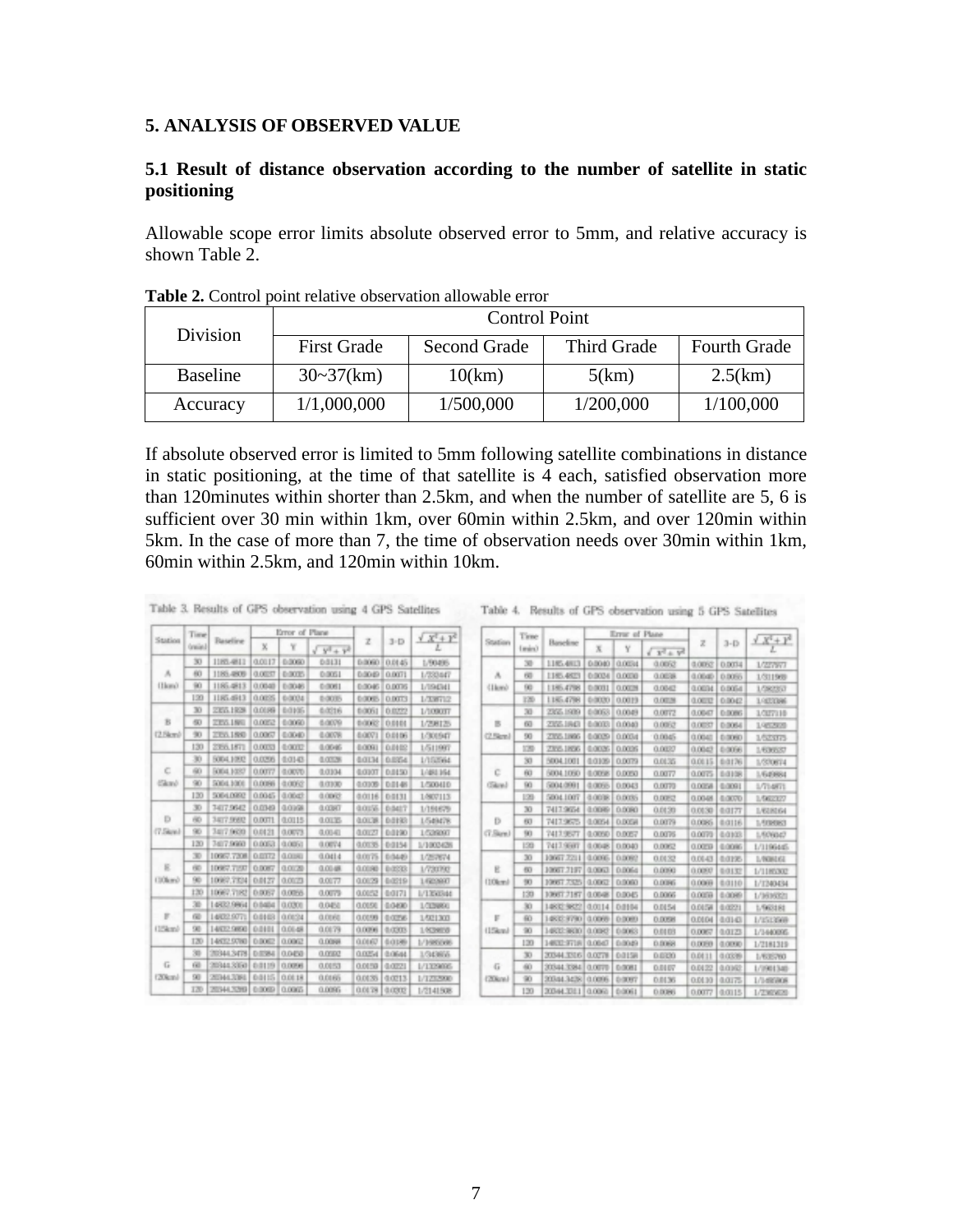## 5. ANALYSIS OF OBSERVED VALUE

### 5.1 Result of distance observation according to the number of satellite in static positioning

Allowable scope error limits absolute observed error to 5mm, and relative accuracy is shown Table 2.

**Table 2.** Control point relative observation allowable error

| Division | Control Point | | | |
|---|---|---|---|---|
| | First Grade | Second Grade | Third Grade | Fourth Grade |
| Baseline | 30~37(km) | 10(km) | 5(km) | 2.5(km) |
| Accuracy | 1/1,000,000 | 1/500,000 | 1/200,000 | 1/100,000 |

If absolute observed error is limited to 5mm following satellite combinations in distance in static positioning, at the time of that satellite is 4 each, satisfied observation more than 120minutes within shorter than 2.5km, and when the number of satellite are 5, 6 is sufficient over 30 min within 1km, over 60min within 2.5km, and over 120min within 5km. In the case of more than 7, the time of observation needs over 30min within 1km, 60min within 2.5km, and 120min within 10km.

Table 3. Results of GPS observation using 4 GPS Satellites

| Station | Time (min) | Baseline | Error of Plane | | | Z | 3-D | $\frac{\sqrt{X^2+Y^2}}{L}$ |
|---|---|---|---|---|---|---|---|---|
| | | | X | Y | $\sqrt{X^2+Y^2}$ | | | |
| A (1km) | 30 | 1185.4813 | 0.0117 | 0.0060 | 0.0131 | 0.0060 | 0.0145 | 1/90495 |
| | 60 | 1185.4809 | 0.0037 | 0.0035 | 0.0051 | 0.0049 | 0.0071 | 1/232447 |
| | 90 | 1185.4813 | 0.0040 | 0.0046 | 0.0061 | 0.0046 | 0.0076 | 1/194341 |
| | 120 | 1185.4813 | 0.0035 | 0.0024 | 0.0035 | 0.0065 | 0.0073 | 1/338712 |
| B (2.5km) | 30 | 2355.1828 | 0.0189 | 0.0105 | 0.0216 | 0.0051 | 0.0222 | 1/109037 |
| | 60 | 2355.1881 | 0.0052 | 0.0060 | 0.0079 | 0.0062 | 0.0101 | 1/298125 |
| | 90 | 2355.1880 | 0.0067 | 0.0040 | 0.0078 | 0.0071 | 0.0106 | 1/301947 |
| | 120 | 2355.1871 | 0.0033 | 0.0032 | 0.0046 | 0.0091 | 0.0102 | 1/511997 |
| C (5km) | 30 | 5004.1092 | 0.0295 | 0.0143 | 0.0328 | 0.0134 | 0.0354 | 1/152564 |
| | 60 | 5004.1037 | 0.0077 | 0.0070 | 0.0104 | 0.0107 | 0.0150 | 1/481164 |
| | 90 | 5004.1001 | 0.0086 | 0.0052 | 0.0100 | 0.0109 | 0.0148 | 1/500410 |
| | 120 | 5004.0992 | 0.0045 | 0.0047 | 0.0062 | 0.0116 | 0.0131 | 1/807113 |
| D (7.5km) | 30 | 7417.9642 | 0.0349 | 0.0168 | 0.0387 | 0.0155 | 0.0417 | 1/191679 |
| | 60 | 7417.9592 | 0.0071 | 0.0115 | 0.0135 | 0.0138 | 0.0193 | 1/549478 |
| | 90 | 7417.9609 | 0.0121 | 0.0073 | 0.0141 | 0.0127 | 0.0190 | 1/526097 |
| | 120 | 7417.9660 | 0.0053 | 0.0050 | 0.0074 | 0.0135 | 0.0154 | 1/1002426 |
| E (10km) | 30 | 10067.7208 | 0.0372 | 0.0181 | 0.0414 | 0.0175 | 0.0449 | 1/257874 |
| | 60 | 10067.7237 | 0.0087 | 0.0120 | 0.0148 | 0.0180 | 0.0233 | 1/720792 |
| | 90 | 10067.7224 | 0.0127 | 0.0123 | 0.0177 | 0.0129 | 0.0219 | 1/602807 |
| | 120 | 10067.7182 | 0.0057 | 0.0055 | 0.0079 | 0.0152 | 0.0171 | 1/1350344 |
| F (15km) | 30 | 14832.9864 | 0.0404 | 0.0201 | 0.0451 | 0.0156 | 0.0490 | 1/328891 |
| | 60 | 14832.9771 | 0.0163 | 0.0124 | 0.0201 | 0.0159 | 0.0256 | 1/921303 |
| | 90 | 14832.9856 | 0.0101 | 0.0148 | 0.0179 | 0.0096 | 0.0203 | 1/828619 |
| | 120 | 14832.9780 | 0.0062 | 0.0062 | 0.0088 | 0.0167 | 0.0189 | 1/1685566 |
| G (20km) | 30 | 20344.3478 | 0.0384 | 0.0450 | 0.0592 | 0.0254 | 0.0644 | 1/343655 |
| | 60 | 20344.3350 | 0.0119 | 0.0096 | 0.0153 | 0.0159 | 0.0221 | 1/1329695 |
| | 90 | 20344.3381 | 0.0115 | 0.0118 | 0.0165 | 0.0135 | 0.0213 | 1/1232900 |
| | 120 | 20344.3289 | 0.0069 | 0.0065 | 0.0095 | 0.0178 | 0.0202 | 1/2141508 |

Table 4. Results of GPS observation using 5 GPS Satellites

| Station | Time (min) | Baseline | Error of Plane | | | Z | 3-D | $\frac{\sqrt{X^2+Y^2}}{L}$ |
|---|---|---|---|---|---|---|---|---|
| | | | X | Y | $\sqrt{X^2+Y^2}$ | | | |
| A (1km) | 30 | 1185.4813 | 0.0040 | 0.0034 | 0.0052 | 0.0052 | 0.0074 | 1/227977 |
| | 60 | 1185.4823 | 0.0024 | 0.0030 | 0.0038 | 0.0040 | 0.0055 | 1/311969 |
| | 90 | 1185.4798 | 0.0031 | 0.0028 | 0.0042 | 0.0034 | 0.0054 | 1/282257 |
| | 120 | 1185.4798 | 0.0020 | 0.0019 | 0.0028 | 0.0032 | 0.0042 | 1/423386 |
| B (2.5km) | 30 | 2355.1939 | 0.0053 | 0.0049 | 0.0072 | 0.0047 | 0.0086 | 1/327110 |
| | 60 | 2355.1843 | 0.0033 | 0.0040 | 0.0052 | 0.0037 | 0.0064 | 1/452928 |
| | 90 | 2355.1866 | 0.0029 | 0.0034 | 0.0045 | 0.0041 | 0.0060 | 1/523375 |
| | 120 | 2355.1856 | 0.0026 | 0.0026 | 0.0037 | 0.0042 | 0.0056 | 1/636537 |
| C (5km) | 30 | 5004.1001 | 0.0109 | 0.0079 | 0.0135 | 0.0115 | 0.0176 | 1/370674 |
| | 60 | 5004.1050 | 0.0058 | 0.0050 | 0.0077 | 0.0075 | 0.0108 | 1/649884 |
| | 90 | 5004.0991 | 0.0055 | 0.0043 | 0.0070 | 0.0058 | 0.0091 | 1/714871 |
| | 120 | 5004.1007 | 0.0038 | 0.0035 | 0.0052 | 0.0048 | 0.0070 | 1/962327 |
| D (7.5km) | 30 | 7417.9654 | 0.0089 | 0.0080 | 0.0120 | 0.0130 | 0.0177 | 1/618164 |
| | 60 | 7417.9675 | 0.0054 | 0.0058 | 0.0079 | 0.0085 | 0.0116 | 1/938983 |
| | 90 | 7417.9577 | 0.0050 | 0.0057 | 0.0076 | 0.0073 | 0.0103 | 1/976047 |
| | 120 | 7417.9597 | 0.0048 | 0.0040 | 0.0062 | 0.0059 | 0.0086 | 1/1196445 |
| E (10km) | 30 | 10067.7211 | 0.0095 | 0.0092 | 0.0132 | 0.0143 | 0.0195 | 1/868162 |
| | 60 | 10067.7187 | 0.0063 | 0.0064 | 0.0090 | 0.0097 | 0.0132 | 1/1185302 |
| | 90 | 10067.7325 | 0.0062 | 0.0060 | 0.0086 | 0.0069 | 0.0110 | 1/1240434 |
| | 120 | 10067.7187 | 0.0048 | 0.0045 | 0.0066 | 0.0059 | 0.0089 | 1/1693021 |
| F (15km) | 30 | 14832.9822 | 0.0114 | 0.0104 | 0.0154 | 0.0158 | 0.0221 | 1/963181 |
| | 60 | 14832.9780 | 0.0069 | 0.0069 | 0.0098 | 0.0104 | 0.0143 | 1/1513569 |
| | 90 | 14832.9830 | 0.0082 | 0.0063 | 0.0103 | 0.0087 | 0.0123 | 1/1440095 |
| | 120 | 14832.9718 | 0.0047 | 0.0049 | 0.0068 | 0.0059 | 0.0090 | 1/2181319 |
| G (20km) | 30 | 20344.3316 | 0.0278 | 0.0158 | 0.0320 | 0.0111 | 0.0339 | 1/635760 |
| | 60 | 20344.3384 | 0.0070 | 0.0081 | 0.0107 | 0.0122 | 0.0162 | 1/1901340 |
| | 90 | 20344.3428 | 0.0096 | 0.0097 | 0.0136 | 0.0110 | 0.0175 | 1/1495908 |
| | 120 | 20344.3311 | 0.0063 | 0.0061 | 0.0086 | 0.0077 | 0.0115 | 1/2365620 |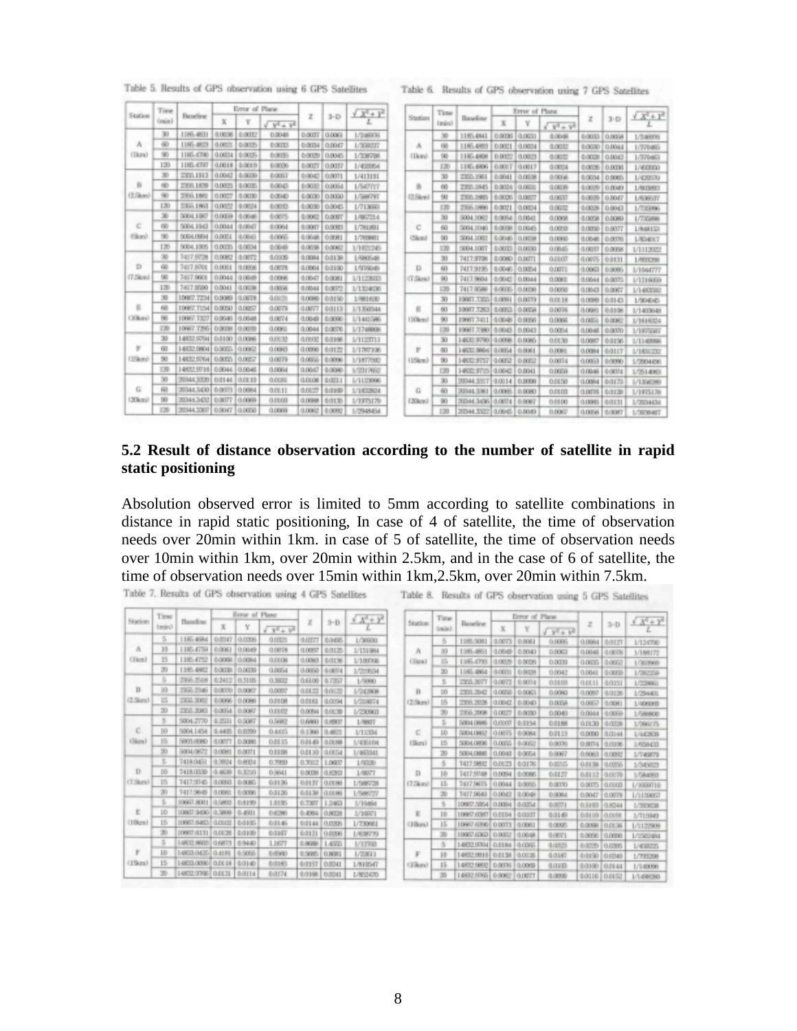Table 5. Results of GPS observation using 6 GPS Satellites

| Station | Time (min) | Baseline | Error of Plane | | | Z | 3-D | $\frac{\sqrt{X^2+Y^2}}{L}$ |
|---|---|---|---|---|---|---|---|---|
| | | | X | Y | $\sqrt{X^2+Y^2}$ | | | |
| A (1km) | 30 | 1185.4831 | 0.0036 | 0.0032 | 0.0048 | 0.0037 | 0.0061 | 1/246976 |
| | 60 | 1185.4823 | 0.0021 | 0.0025 | 0.0033 | 0.0034 | 0.0047 | 1/359237 |
| | 90 | 1185.4790 | 0.0024 | 0.0025 | 0.0035 | 0.0029 | 0.0045 | 1/338708 |
| | 120 | 1185.4797 | 0.0018 | 0.0019 | 0.0026 | 0.0027 | 0.0037 | 1/455954 |
| B (2.5km) | 30 | 2355.1513 | 0.0042 | 0.0039 | 0.0057 | 0.0042 | 0.0071 | 1/413181 |
| | 60 | 2355.1839 | 0.0025 | 0.0035 | 0.0043 | 0.0032 | 0.0054 | 1/547717 |
| | 90 | 2355.1881 | 0.0027 | 0.0030 | 0.0040 | 0.0030 | 0.0050 | 1/588797 |
| | 120 | 2355.1863 | 0.0022 | 0.0024 | 0.0033 | 0.0030 | 0.0045 | 1/713693 |
| C (5km) | 30 | 5004.1087 | 0.0059 | 0.0046 | 0.0075 | 0.0062 | 0.0097 | 1/667214 |
| | 60 | 5004.1043 | 0.0044 | 0.0047 | 0.0064 | 0.0067 | 0.0093 | 1/781881 |
| | 90 | 5004.0994 | 0.0051 | 0.0041 | 0.0065 | 0.0048 | 0.0081 | 1/769861 |
| | 120 | 5004.1005 | 0.0035 | 0.0034 | 0.0049 | 0.0038 | 0.0062 | 1/1021245 |
| D (7.5km) | 30 | 7417.9728 | 0.0082 | 0.0072 | 0.0109 | 0.0084 | 0.0138 | 1/680548 |
| | 60 | 7417.9701 | 0.0061 | 0.0056 | 0.0078 | 0.0064 | 0.0100 | 1/936049 |
| | 90 | 7417.9601 | 0.0044 | 0.0049 | 0.0066 | 0.0047 | 0.0081 | 1/1123933 |
| | 120 | 7417.9590 | 0.0041 | 0.0038 | 0.0056 | 0.0044 | 0.0072 | 1/1324636 |
| E (10km) | 30 | 10667.7234 | 0.0089 | 0.0078 | 0.0121 | 0.0090 | 0.0150 | 1/881630 |
| | 60 | 10667.7154 | 0.0050 | 0.0057 | 0.0079 | 0.0077 | 0.0113 | 1/1350344 |
| | 90 | 10667.7327 | 0.0046 | 0.0048 | 0.0074 | 0.0049 | 0.0090 | 1/1441586 |
| | 120 | 10667.7295 | 0.0038 | 0.0039 | 0.0061 | 0.0044 | 0.0076 | 1/1748808 |
| F (15km) | 30 | 14832.9794 | 0.0100 | 0.0086 | 0.0132 | 0.0102 | 0.0166 | 1/1123711 |
| | 60 | 14832.9804 | 0.0055 | 0.0062 | 0.0083 | 0.0090 | 0.0122 | 1/1787106 |
| | 90 | 14832.9764 | 0.0055 | 0.0057 | 0.0079 | 0.0055 | 0.0096 | 1/1877532 |
| | 120 | 14832.9716 | 0.0044 | 0.0046 | 0.0064 | 0.0047 | 0.0080 | 1/2317632 |
| G (20km) | 30 | 20344.3209 | 0.0144 | 0.0110 | 0.0181 | 0.0108 | 0.0211 | 1/1123996 |
| | 60 | 20344.3430 | 0.0073 | 0.0084 | 0.0111 | 0.0127 | 0.0169 | 1/1832824 |
| | 90 | 20344.3432 | 0.0077 | 0.0069 | 0.0103 | 0.0098 | 0.0135 | 1/1975179 |
| | 120 | 20344.3307 | 0.0047 | 0.0050 | 0.0069 | 0.0062 | 0.0092 | 1/2948454 |

Table 6. Results of GPS observation using 7 GPS Satellites

| Station | Time (min) | Baseline | Error of Plane | | | Z | 3-D | $\frac{\sqrt{X^2+Y^2}}{L}$ |
|---|---|---|---|---|---|---|---|---|
| | | | X | Y | $\sqrt{X^2+Y^2}$ | | | |
| A (1km) | 30 | 1185.4841 | 0.0036 | 0.0031 | 0.0048 | 0.0033 | 0.0058 | 1/246976 |
| | 60 | 1185.4893 | 0.0021 | 0.0024 | 0.0032 | 0.0030 | 0.0044 | 1/370465 |
| | 90 | 1185.4808 | 0.0022 | 0.0023 | 0.0032 | 0.0028 | 0.0042 | 1/370463 |
| | 120 | 1185.4806 | 0.0017 | 0.0017 | 0.0024 | 0.0026 | 0.0036 | 1/493950 |
| B (2.5km) | 30 | 2355.1901 | 0.0041 | 0.0038 | 0.0056 | 0.0034 | 0.0065 | 1/420550 |
| | 60 | 2355.1845 | 0.0024 | 0.0031 | 0.0039 | 0.0029 | 0.0049 | 1/603893 |
| | 90 | 2355.1865 | 0.0026 | 0.0027 | 0.0037 | 0.0029 | 0.0047 | 1/636537 |
| | 120 | 2355.1866 | 0.0021 | 0.0024 | 0.0032 | 0.0028 | 0.0043 | 1/735996 |
| C (5km) | 30 | 5004.1062 | 0.0054 | 0.0041 | 0.0068 | 0.0058 | 0.0089 | 1/735898 |
| | 60 | 5004.1046 | 0.0038 | 0.0045 | 0.0059 | 0.0050 | 0.0077 | 1/848153 |
| | 90 | 5004.1002 | 0.0046 | 0.0059 | 0.0060 | 0.0048 | 0.0076 | 1/834017 |
| | 120 | 5004.1007 | 0.0033 | 0.0030 | 0.0045 | 0.0037 | 0.0058 | 1/1112022 |
| D (7.5km) | 30 | 7417.9706 | 0.0080 | 0.0071 | 0.0107 | 0.0075 | 0.0131 | 1/693268 |
| | 60 | 7417.9195 | 0.0046 | 0.0054 | 0.0071 | 0.0063 | 0.0095 | 1/1044777 |
| | 90 | 7417.9604 | 0.0042 | 0.0044 | 0.0061 | 0.0044 | 0.0075 | 1/1216059 |
| | 120 | 7417.9588 | 0.0035 | 0.0036 | 0.0050 | 0.0043 | 0.0067 | 1/1483592 |
| E (10km) | 30 | 10667.7355 | 0.0091 | 0.0079 | 0.0118 | 0.0089 | 0.0143 | 1/904045 |
| | 60 | 10667.7263 | 0.0053 | 0.0058 | 0.0076 | 0.0081 | 0.0108 | 1/1403648 |
| | 90 | 10667.7411 | 0.0048 | 0.0056 | 0.0066 | 0.0051 | 0.0082 | 1/1616324 |
| | 120 | 10667.7380 | 0.0043 | 0.0043 | 0.0054 | 0.0046 | 0.0070 | 1/1975507 |
| F (15km) | 30 | 14832.9790 | 0.0098 | 0.0085 | 0.0130 | 0.0087 | 0.0156 | 1/1140998 |
| | 60 | 14832.9864 | 0.0054 | 0.0061 | 0.0081 | 0.0084 | 0.0117 | 1/1831232 |
| | 90 | 14832.9757 | 0.0052 | 0.0052 | 0.0074 | 0.0053 | 0.0090 | 1/2004486 |
| | 120 | 14832.9715 | 0.0042 | 0.0041 | 0.0059 | 0.0046 | 0.0074 | 1/2514063 |
| G (20km) | 30 | 20344.3317 | 0.0114 | 0.0098 | 0.0150 | 0.0084 | 0.0173 | 1/1356280 |
| | 60 | 20344.3361 | 0.0065 | 0.0080 | 0.0103 | 0.0076 | 0.0128 | 1/1975178 |
| | 90 | 20344.3436 | 0.0074 | 0.0067 | 0.0100 | 0.0085 | 0.0131 | 1/2034434 |
| | 120 | 20344.3322 | 0.0045 | 0.0049 | 0.0067 | 0.0056 | 0.0087 | 1/3036467 |

**5.2 Result of distance observation according to the number of satellite in rapid static positioning**

Absolution observed error is limited to 5mm according to satellite combinations in distance in rapid static positioning, In case of 4 of satellite, the time of observation needs over 20min within 1km. in case of 5 of satellite, the time of observation needs over 10min within 1km, over 20min within 2.5km, and in the case of 6 of satellite, the time of observation needs over 15min within 1km,2.5km, over 20min within 7.5km.

Table 7. Results of GPS observation using 4 GPS Satellites

| Station | Time (min) | Baseline | Error of Plane | | | Z | 3-D | $\frac{\sqrt{X^2+Y^2}}{L}$ |
|---|---|---|---|---|---|---|---|---|
| | | | X | Y | $\sqrt{X^2+Y^2}$ | | | |
| A (1km) | 5 | 1185.4684 | 0.0247 | 0.0206 | 0.0325 | 0.0377 | 0.0495 | 1/36930 |
| | 10 | 1185.4759 | 0.0061 | 0.0049 | 0.0078 | 0.0097 | 0.0125 | 1/151984 |
| | 15 | 1185.4752 | 0.0068 | 0.0084 | 0.0108 | 0.0083 | 0.0136 | 1/109766 |
| | 20 | 1185.4802 | 0.0038 | 0.0039 | 0.0054 | 0.0050 | 0.0074 | 1/219524 |
| B (2.5km) | 5 | 2355.2508 | 0.2412 | 0.3105 | 0.3932 | 0.6100 | 0.7257 | 1/5990 |
| | 10 | 2355.2346 | 0.0070 | 0.0067 | 0.0097 | 0.0122 | 0.0122 | 1/242808 |
| | 15 | 2355.2002 | 0.0066 | 0.0086 | 0.0108 | 0.0161 | 0.0194 | 1/218074 |
| | 20 | 2355.2063 | 0.0054 | 0.0087 | 0.0102 | 0.0084 | 0.0139 | 1/230903 |
| C (5km) | 5 | 5004.2770 | 0.2531 | 0.5087 | 0.5682 | 0.6880 | 0.8907 | 1/8807 |
| | 10 | 5004.1454 | 0.4405 | 0.0299 | 0.4415 | 0.1366 | 0.4621 | 1/11334 |
| | 15 | 5003.6980 | 0.0077 | 0.0086 | 0.0115 | 0.0149 | 0.0188 | 1/435104 |
| | 20 | 5004.0872 | 0.0081 | 0.0071 | 0.0108 | 0.0110 | 0.0154 | 1/463341 |
| D (7.5km) | 5 | 7418.0451 | 0.3924 | 0.6924 | 0.7959 | 0.7012 | 1.0607 | 1/9320 |
| | 10 | 7418.0339 | 0.4638 | 0.3210 | 0.5641 | 0.0038 | 0.8263 | 1/8877 |
| | 15 | 7417.9745 | 0.0080 | 0.0085 | 0.0126 | 0.0137 | 0.0188 | 1/588728 |
| | 20 | 7417.9649 | 0.0081 | 0.0096 | 0.0126 | 0.0138 | 0.0186 | 1/588727 |
| E (10km) | 5 | 10667.8001 | 0.5800 | 0.8189 | 1.0195 | 0.7307 | 1.2463 | 1/10464 |
| | 10 | 10667.9490 | 0.3899 | 0.4931 | 0.6286 | 0.4994 | 0.8028 | 1/16971 |
| | 15 | 10667.6463 | 0.0102 | 0.0105 | 0.0146 | 0.0144 | 0.0205 | 1/730661 |
| | 20 | 10667.6131 | 0.0128 | 0.0109 | 0.0167 | 0.0121 | 0.0206 | 1/638779 |
| F (15km) | 5 | 14832.8603 | 0.6873 | 0.9440 | 1.1677 | 0.8686 | 1.4555 | 1/12703 |
| | 10 | 14833.0425 | 0.4181 | 0.5055 | 0.6560 | 0.5685 | 0.8681 | 1/22611 |
| | 15 | 14833.0090 | 0.0118 | 0.0140 | 0.0183 | 0.0157 | 0.0241 | 1/810547 |
| | 20 | 14832.9766 | 0.0131 | 0.0114 | 0.0174 | 0.0168 | 0.0241 | 1/852470 |

Table 8. Results of GPS observation using 5 GPS Satellites

| Station | Time (min) | Baseline | Error of Plane | | | Z | 3-D | $\frac{\sqrt{X^2+Y^2}}{L}$ |
|---|---|---|---|---|---|---|---|---|
| | | | X | Y | $\sqrt{X^2+Y^2}$ | | | |
| A (1km) | 5 | 1185.5081 | 0.0073 | 0.0061 | 0.0095 | 0.0084 | 0.0127 | 1/124790 |
| | 10 | 1185.4851 | 0.0049 | 0.0040 | 0.0063 | 0.0046 | 0.0078 | 1/188172 |
| | 15 | 1185.4793 | 0.0029 | 0.0026 | 0.0039 | 0.0035 | 0.0052 | 1/303969 |
| | 20 | 1185.4864 | 0.0031 | 0.0028 | 0.0042 | 0.0041 | 0.0059 | 1/282259 |
| B (2.5km) | 5 | 2355.2677 | 0.0072 | 0.0074 | 0.0103 | 0.0111 | 0.0151 | 1/228661 |
| | 10 | 2355.2642 | 0.0050 | 0.0065 | 0.0080 | 0.0097 | 0.0126 | 1/294401 |
| | 15 | 2355.2028 | 0.0042 | 0.0040 | 0.0058 | 0.0057 | 0.0081 | 1/406069 |
| | 20 | 2355.2008 | 0.0027 | 0.0030 | 0.0040 | 0.0044 | 0.0059 | 1/588800 |
| C (5km) | 5 | 5004.0886 | 0.0107 | 0.0154 | 0.0188 | 0.0130 | 0.0228 | 1/266175 |
| | 10 | 5004.0862 | 0.0075 | 0.0084 | 0.0113 | 0.0090 | 0.0144 | 1/442839 |
| | 15 | 5004.0896 | 0.0055 | 0.0052 | 0.0076 | 0.0074 | 0.0106 | 1/658433 |
| | 20 | 5004.0886 | 0.0040 | 0.0054 | 0.0067 | 0.0063 | 0.0092 | 1/746879 |
| D (7.5km) | 5 | 7417.9892 | 0.0123 | 0.0176 | 0.0215 | 0.0138 | 0.0255 | 1/345023 |
| | 10 | 7417.9748 | 0.0094 | 0.0086 | 0.0127 | 0.0112 | 0.0170 | 1/584093 |
| | 15 | 7417.9675 | 0.0044 | 0.0055 | 0.0070 | 0.0075 | 0.0103 | 1/1059710 |
| | 20 | 7417.9640 | 0.0042 | 0.0048 | 0.0064 | 0.0047 | 0.0079 | 1/1159057 |
| E (10km) | 5 | 10667.5854 | 0.0084 | 0.0254 | 0.0271 | 0.5103 | 0.8244 | 1/393638 |
| | 10 | 10667.6387 | 0.0104 | 0.0107 | 0.0149 | 0.0119 | 0.0191 | 1/715949 |
| | 15 | 10667.6390 | 0.0073 | 0.0061 | 0.0095 | 0.0098 | 0.0136 | 1/1122909 |
| | 20 | 10667.6363 | 0.0052 | 0.0048 | 0.0071 | 0.0056 | 0.0090 | 1/1502484 |
| F (15km) | 5 | 14832.9764 | 0.0184 | 0.0265 | 0.0323 | 0.0229 | 0.0395 | 1/459225 |
| | 10 | 14832.9910 | 0.0138 | 0.0126 | 0.0187 | 0.0150 | 0.0240 | 1/793208 |
| | 15 | 14832.9892 | 0.0076 | 0.0069 | 0.0103 | 0.0100 | 0.0144 | 1/1440096 |
| | 20 | 14832.9765 | 0.0062 | 0.0077 | 0.0099 | 0.0116 | 0.0152 | 1/1498280 |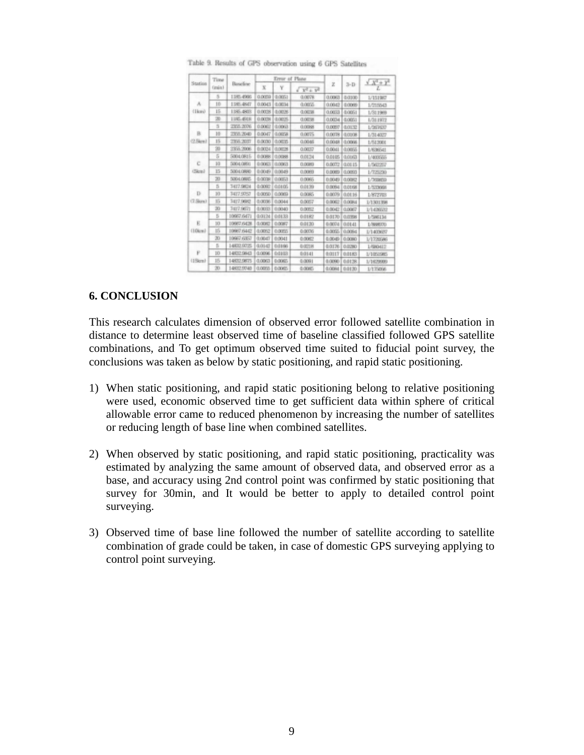Table 9. Results of GPS observation using 6 GPS Satellites

| Station | Time (min) | Baseline | Error of Plane | | | Z | 3-D | $\frac{\sqrt{X^2+Y^2}}{L}$ |
|---|---|---|---|---|---|---|---|---|
| | | | X | Y | $\sqrt{X^2+Y^2}$ | | | |
| A (1km) | 5 | 1185.4986 | 0.0059 | 0.0051 | 0.0078 | 0.0063 | 0.0100 | 1/151987 |
| | 10 | 1185.4847 | 0.0043 | 0.0034 | 0.0055 | 0.0042 | 0.0069 | 1/215543 |
| | 15 | 1185.4803 | 0.0028 | 0.0028 | 0.0038 | 0.0033 | 0.0051 | 1/311969 |
| | 20 | 1185.4818 | 0.0028 | 0.0025 | 0.0038 | 0.0034 | 0.0051 | 1/311972 |
| B (2.5km) | 5 | 2355.2076 | 0.0062 | 0.0063 | 0.0088 | 0.0087 | 0.0132 | 1/267637 |
| | 10 | 2355.2040 | 0.0047 | 0.0058 | 0.0075 | 0.0078 | 0.0108 | 1/314027 |
| | 15 | 2355.2037 | 0.0030 | 0.0035 | 0.0046 | 0.0048 | 0.0066 | 1/512001 |
| | 20 | 2355.2006 | 0.0024 | 0.0028 | 0.0037 | 0.0041 | 0.0055 | 1/636541 |
| C (5km) | 5 | 5004.0815 | 0.0088 | 0.0088 | 0.0124 | 0.0105 | 0.0163 | 1/403555 |
| | 10 | 5004.0850 | 0.0063 | 0.0063 | 0.0089 | 0.0072 | 0.0115 | 1/562257 |
| | 15 | 5004.0880 | 0.0049 | 0.0049 | 0.0069 | 0.0069 | 0.0093 | 1/725230 |
| | 20 | 5004.0885 | 0.0038 | 0.0053 | 0.0065 | 0.0049 | 0.0082 | 1/769859 |
| D (7.5km) | 5 | 7417.9824 | 0.0092 | 0.0105 | 0.0139 | 0.0094 | 0.0168 | 1/533668 |
| | 10 | 7417.9757 | 0.0050 | 0.0069 | 0.0085 | 0.0079 | 0.0116 | 1/872703 |
| | 15 | 7417.9682 | 0.0036 | 0.0044 | 0.0057 | 0.0062 | 0.0084 | 1/1301398 |
| | 20 | 7417.9671 | 0.0033 | 0.0040 | 0.0052 | 0.0042 | 0.0067 | 1/1426532 |
| E (10km) | 5 | 10667.6471 | 0.0124 | 0.0133 | 0.0182 | 0.0170 | 0.0398 | 1/586134 |
| | 10 | 10667.6428 | 0.0082 | 0.0097 | 0.0130 | 0.0074 | 0.0141 | 1/889570 |
| | 15 | 10667.6442 | 0.0052 | 0.0055 | 0.0076 | 0.0055 | 0.0084 | 1/1403637 |
| | 20 | 10667.6357 | 0.0047 | 0.0041 | 0.0062 | 0.0049 | 0.0080 | 1/1720596 |
| F (15km) | 5 | 14832.9725 | 0.0142 | 0.0166 | 0.0218 | 0.0176 | 0.0280 | 1/680412 |
| | 10 | 14832.9843 | 0.0096 | 0.0103 | 0.0141 | 0.0117 | 0.0183 | 1/1051985 |
| | 15 | 14832.9875 | 0.0063 | 0.0065 | 0.0091 | 0.0090 | 0.0128 | 1/1629999 |
| | 20 | 14832.9740 | 0.0055 | 0.0065 | 0.0085 | 0.0084 | 0.0120 | 1/1735056 |

## 6. CONCLUSION

This research calculates dimension of observed error followed satellite combination in distance to determine least observed time of baseline classified followed GPS satellite combinations, and To get optimum observed time suited to fiducial point survey, the conclusions was taken as below by static positioning, and rapid static positioning.

1) When static positioning, and rapid static positioning belong to relative positioning were used, economic observed time to get sufficient data within sphere of critical allowable error came to reduced phenomenon by increasing the number of satellites or reducing length of base line when combined satellites.

2) When observed by static positioning, and rapid static positioning, practicality was estimated by analyzing the same amount of observed data, and observed error as a base, and accuracy using 2nd control point was confirmed by static positioning that survey for 30min, and It would be better to apply to detailed control point surveying.

3) Observed time of base line followed the number of satellite according to satellite combination of grade could be taken, in case of domestic GPS surveying applying to control point surveying.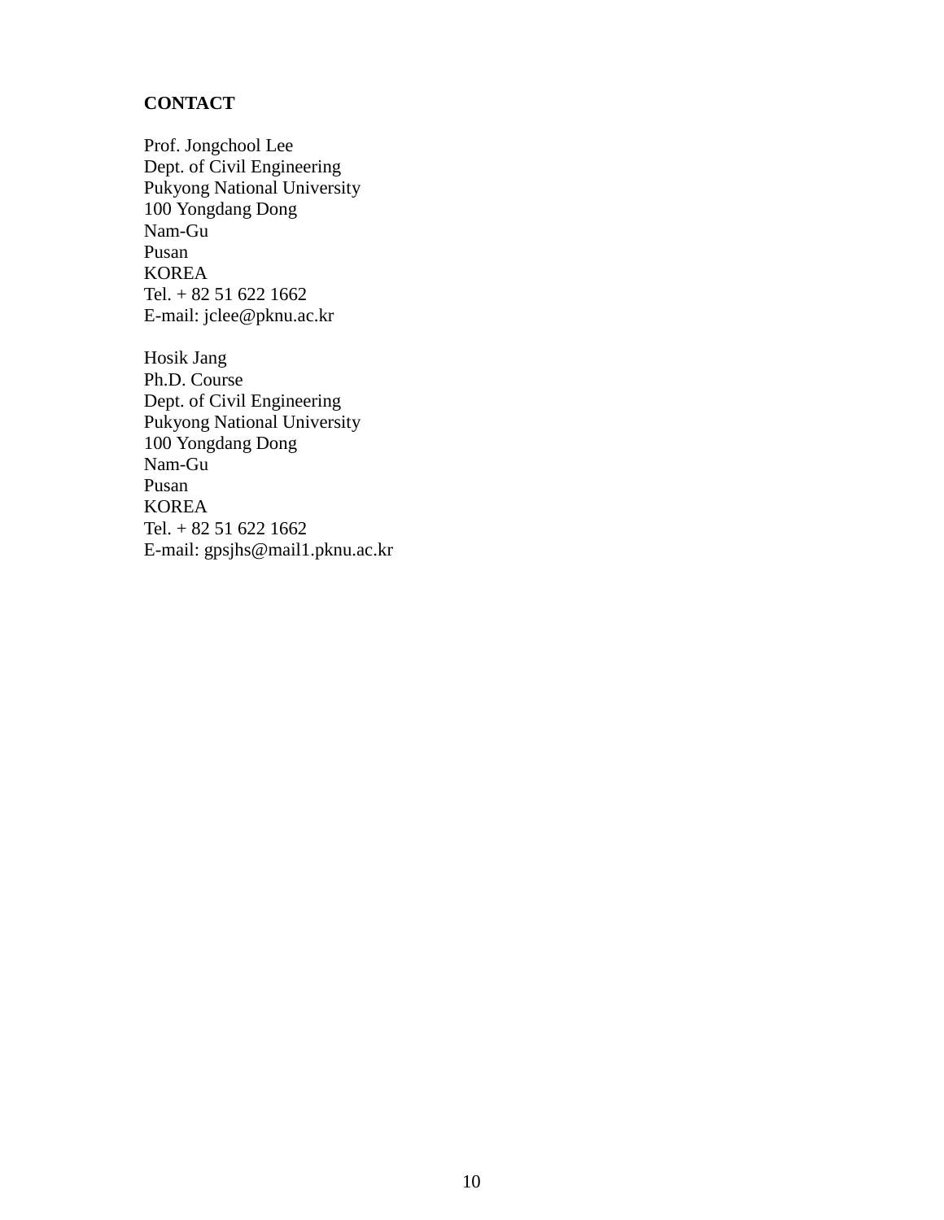**CONTACT**

Prof. Jongchool Lee
Dept. of Civil Engineering
Pukyong National University
100 Yongdang Dong
Nam-Gu
Pusan
KOREA
Tel. + 82 51 622 1662
E-mail: jclee@pknu.ac.kr

Hosik Jang
Ph.D. Course
Dept. of Civil Engineering
Pukyong National University
100 Yongdang Dong
Nam-Gu
Pusan
KOREA
Tel. + 82 51 622 1662
E-mail: gpsjhs@mail1.pknu.ac.kr